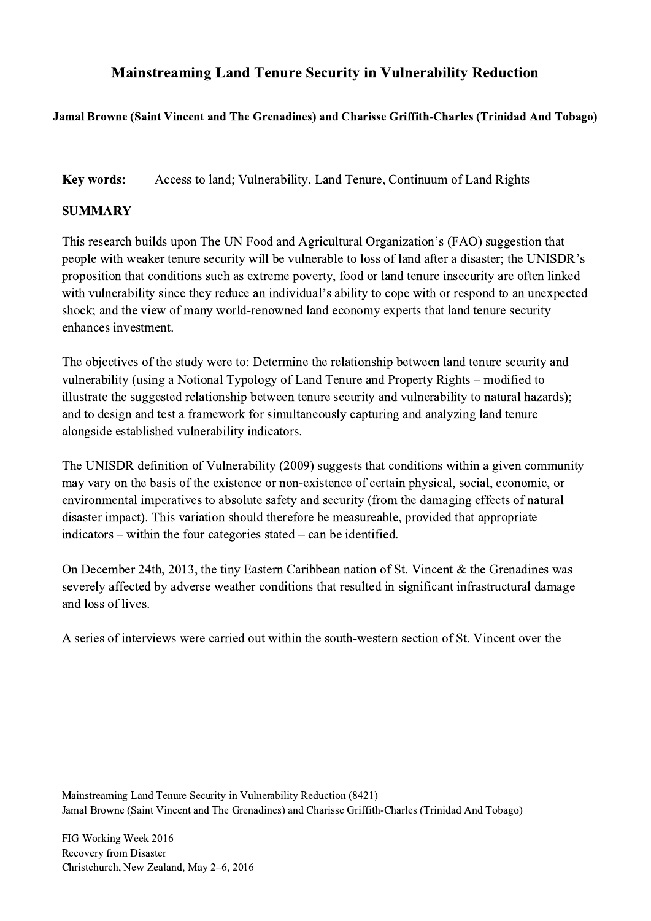# Mainstreaming Land Tenure Security in Vulnerability Reduction

**Jamal Browne (Saint Vincent and The Grenadines) and Charisse Griffith-Charles (Trinidad And Tobago)**

**Key words:** Access to land; Vulnerability, Land Tenure, Continuum of Land Rights

## SUMMARY

This research builds upon The UN Food and Agricultural Organization's (FAO) suggestion that people with weaker tenure security will be vulnerable to loss of land after a disaster; the UNISDR's proposition that conditions such as extreme poverty, food or land tenure insecurity are often linked with vulnerability since they reduce an individual's ability to cope with or respond to an unexpected shock; and the view of many world-renowned land economy experts that land tenure security enhances investment.

The objectives of the study were to: Determine the relationship between land tenure security and vulnerability (using a Notional Typology of Land Tenure and Property Rights – modified to illustrate the suggested relationship between tenure security and vulnerability to natural hazards); and to design and test a framework for simultaneously capturing and analyzing land tenure alongside established vulnerability indicators.

The UNISDR definition of Vulnerability (2009) suggests that conditions within a given community may vary on the basis of the existence or non-existence of certain physical, social, economic, or environmental imperatives to absolute safety and security (from the damaging effects of natural disaster impact). This variation should therefore be measureable, provided that appropriate indicators – within the four categories stated – can be identified.

On December 24th, 2013, the tiny Eastern Caribbean nation of St. Vincent & the Grenadines was severely affected by adverse weather conditions that resulted in significant infrastructural damage and loss of lives.

A series of interviews were carried out within the south-western section of St. Vincent over the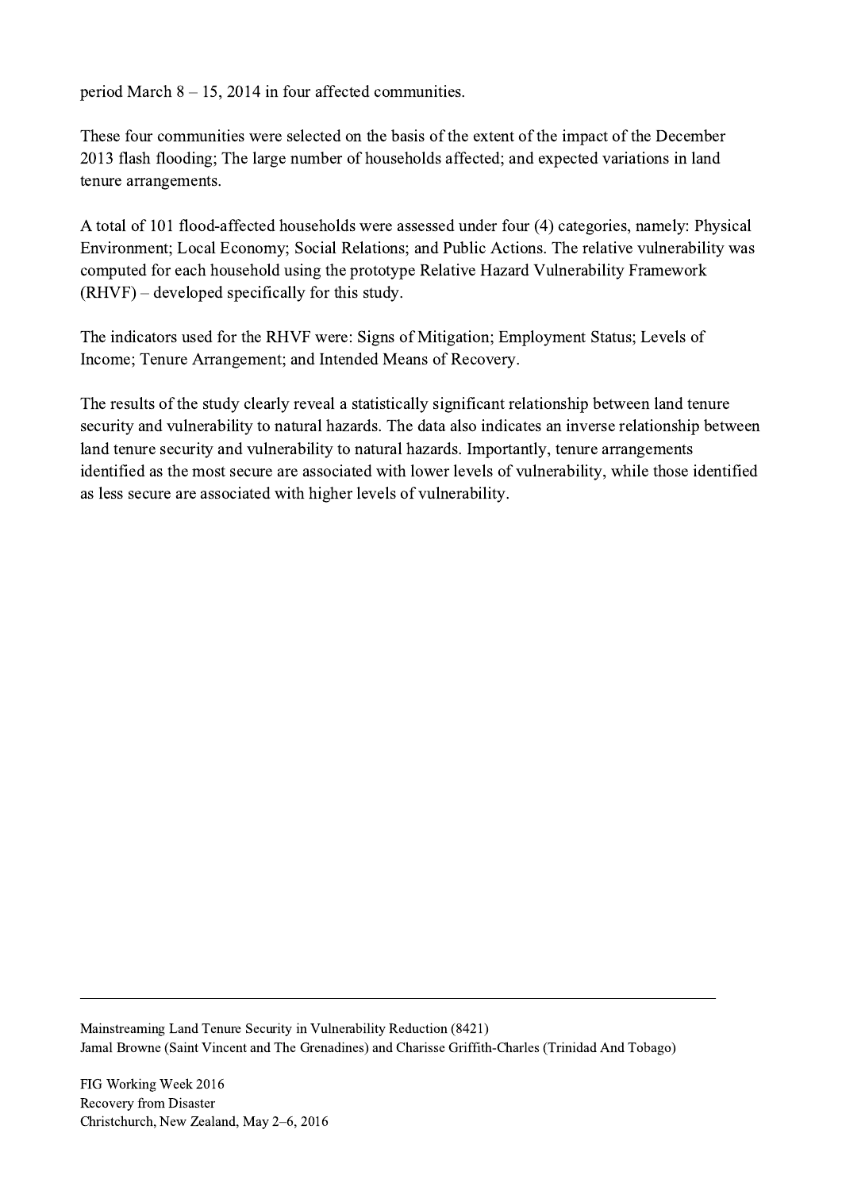period March 8 – 15, 2014 in four affected communities.

These four communities were selected on the basis of the extent of the impact of the December 2013 flash flooding; The large number of households affected; and expected variations in land tenure arrangements.

A total of 101 flood-affected households were assessed under four (4) categories, namely: Physical Environment; Local Economy; Social Relations; and Public Actions. The relative vulnerability was computed for each household using the prototype Relative Hazard Vulnerability Framework (RHVF) – developed specifically for this study.

The indicators used for the RHVF were: Signs of Mitigation; Employment Status; Levels of Income; Tenure Arrangement; and Intended Means of Recovery.

The results of the study clearly reveal a statistically significant relationship between land tenure security and vulnerability to natural hazards. The data also indicates an inverse relationship between land tenure security and vulnerability to natural hazards. Importantly, tenure arrangements identified as the most secure are associated with lower levels of vulnerability, while those identified as less secure are associated with higher levels of vulnerability.